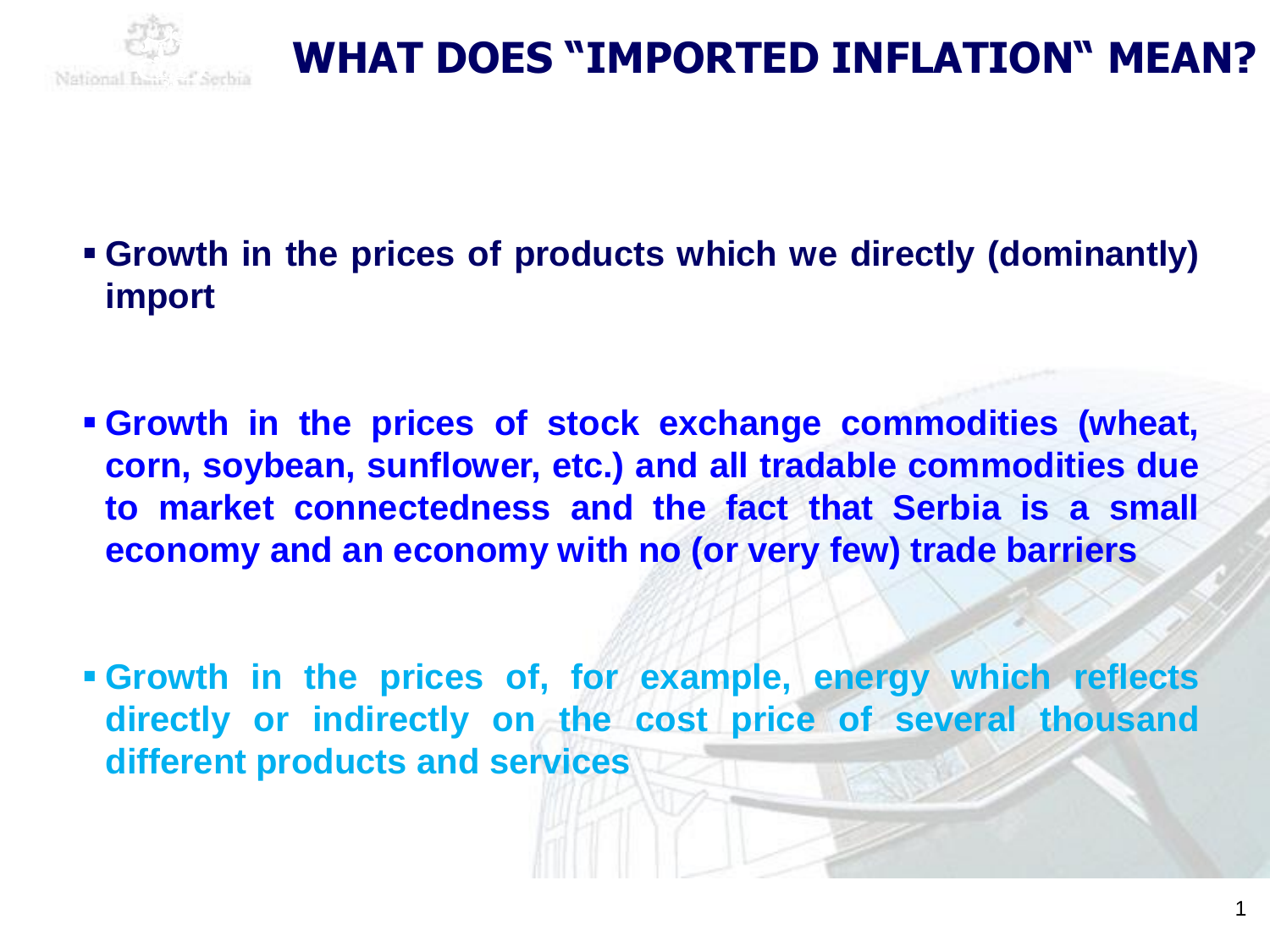# WHAT DOES "IMPORTED INFLATION" MEAN?

- **Growth in the prices of products which we directly (dominantly) import**

- **Growth in the prices of stock exchange commodities (wheat, corn, soybean, sunflower, etc.) and all tradable commodities due to market connectedness and the fact that Serbia is a small economy and an economy with no (or very few) trade barriers**

- **Growth in the prices of, for example, energy which reflects directly or indirectly on the cost price of several thousand different products and services**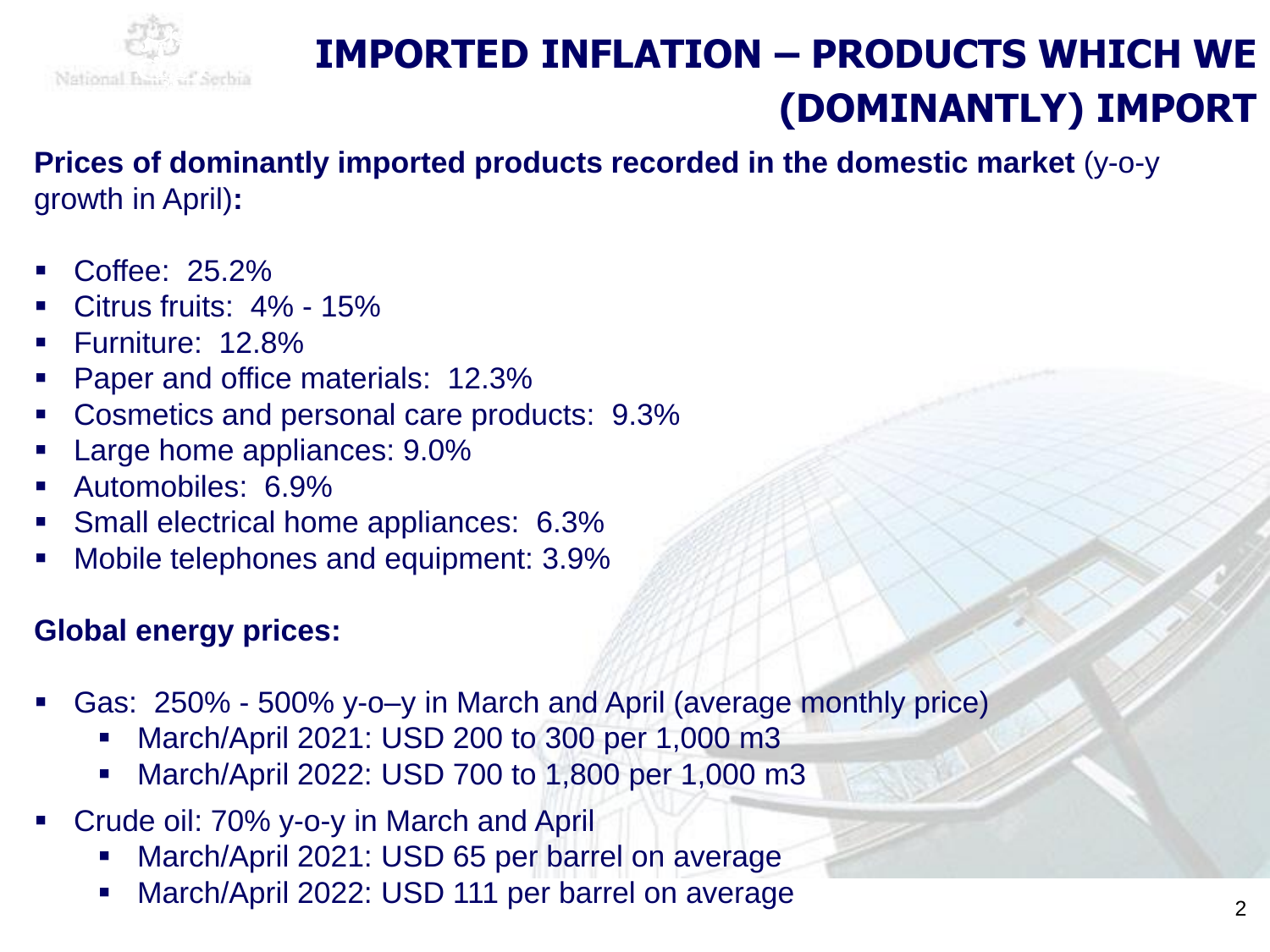# IMPORTED INFLATION – PRODUCTS WHICH WE (DOMINANTLY) IMPORT

**Prices of dominantly imported products recorded in the domestic market** (y-o-y growth in April)**:**

- Coffee: 25.2%
- Citrus fruits: 4% - 15%
- Furniture: 12.8%
- Paper and office materials: 12.3%
- Cosmetics and personal care products: 9.3%
- Large home appliances: 9.0%
- Automobiles: 6.9%
- Small electrical home appliances: 6.3%
- Mobile telephones and equipment: 3.9%

**Global energy prices:**

- Gas: 250% - 500% y-o–y in March and April (average monthly price)
  - March/April 2021: USD 200 to 300 per 1,000 m3
  - March/April 2022: USD 700 to 1,800 per 1,000 m3
- Crude oil: 70% y-o-y in March and April
  - March/April 2021: USD 65 per barrel on average
  - March/April 2022: USD 111 per barrel on average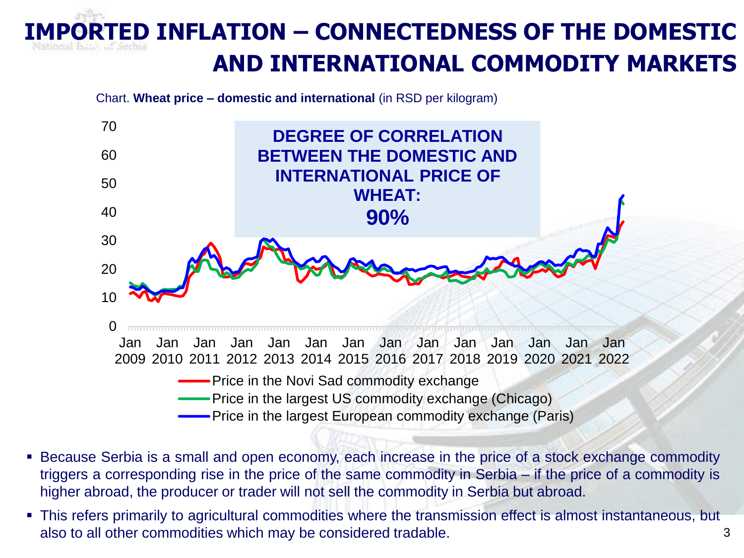# IMPORTED INFLATION – CONNECTEDNESS OF THE DOMESTIC AND INTERNATIONAL COMMODITY MARKETS

Chart. **Wheat price – domestic and international** (in RSD per kilogram)

**DEGREE OF CORRELATION BETWEEN THE DOMESTIC AND INTERNATIONAL PRICE OF WHEAT: 90%**

- Price in the Novi Sad commodity exchange
- Price in the largest US commodity exchange (Chicago)
- Price in the largest European commodity exchange (Paris)

- Because Serbia is a small and open economy, each increase in the price of a stock exchange commodity triggers a corresponding rise in the price of the same commodity in Serbia – if the price of a commodity is higher abroad, the producer or trader will not sell the commodity in Serbia but abroad.
- This refers primarily to agricultural commodities where the transmission effect is almost instantaneous, but also to all other commodities which may be considered tradable.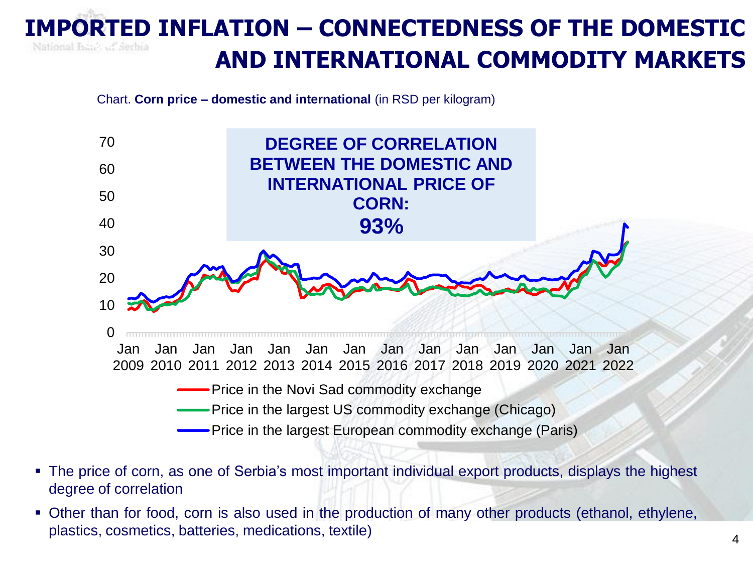# IMPORTED INFLATION – CONNECTEDNESS OF THE DOMESTIC AND INTERNATIONAL COMMODITY MARKETS

Chart. **Corn price – domestic and international** (in RSD per kilogram)

**DEGREE OF CORRELATION BETWEEN THE DOMESTIC AND INTERNATIONAL PRICE OF CORN: 93%**

- Price in the Novi Sad commodity exchange
- Price in the largest US commodity exchange (Chicago)
- Price in the largest European commodity exchange (Paris)

- The price of corn, as one of Serbia's most important individual export products, displays the highest degree of correlation
- Other than for food, corn is also used in the production of many other products (ethanol, ethylene, plastics, cosmetics, batteries, medications, textile)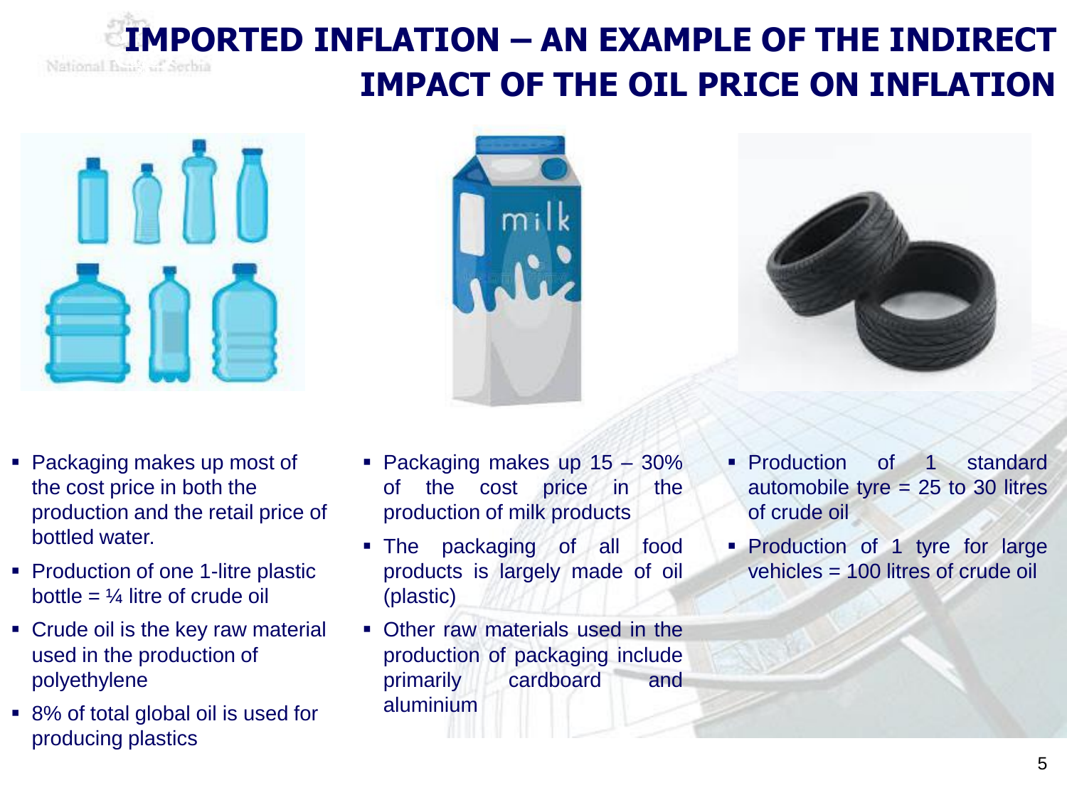# IMPORTED INFLATION – AN EXAMPLE OF THE INDIRECT IMPACT OF THE OIL PRICE ON INFLATION

- Packaging makes up most of the cost price in both the production and the retail price of bottled water.
- Production of one 1-litre plastic bottle = ¼ litre of crude oil
- Crude oil is the key raw material used in the production of polyethylene
- 8% of total global oil is used for producing plastics

- Packaging makes up 15 – 30% of the cost price in the production of milk products
- The packaging of all food products is largely made of oil (plastic)
- Other raw materials used in the production of packaging include primarily cardboard and aluminium

- Production of 1 standard automobile tyre = 25 to 30 litres of crude oil
- Production of 1 tyre for large vehicles = 100 litres of crude oil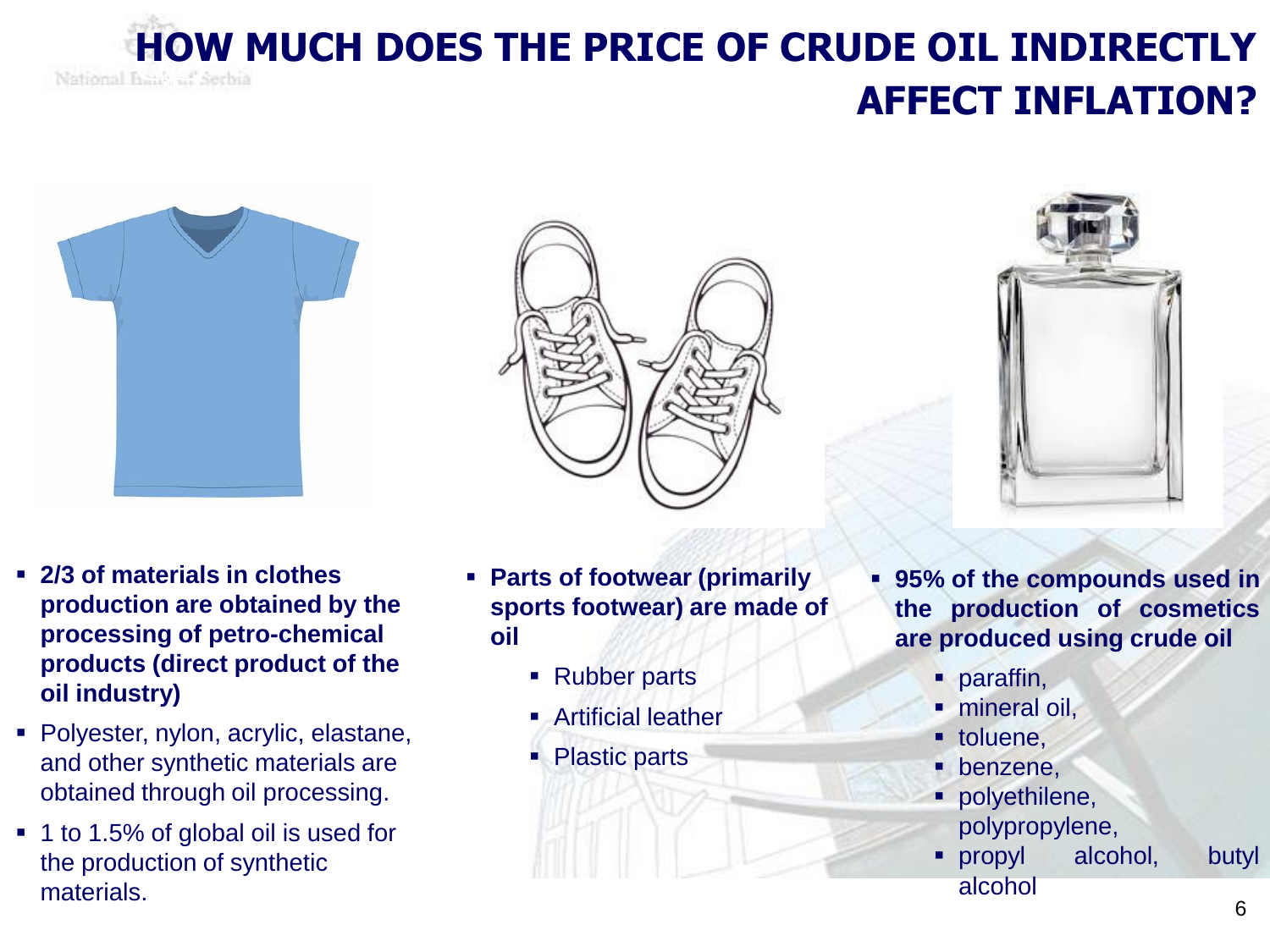# HOW MUCH DOES THE PRICE OF CRUDE OIL INDIRECTLY AFFECT INFLATION?

- **2/3 of materials in clothes production are obtained by the processing of petro-chemical products (direct product of the oil industry)**
- Polyester, nylon, acrylic, elastane, and other synthetic materials are obtained through oil processing.
- 1 to 1.5% of global oil is used for the production of synthetic materials.

- **Parts of footwear (primarily sports footwear) are made of oil**
  - Rubber parts
  - Artificial leather
  - Plastic parts

- **95% of the compounds used in the production of cosmetics are produced using crude oil**
  - paraffin,
  - mineral oil,
  - toluene,
  - benzene,
  - polyethilene, polypropylene,
  - propyl alcohol, butyl alcohol